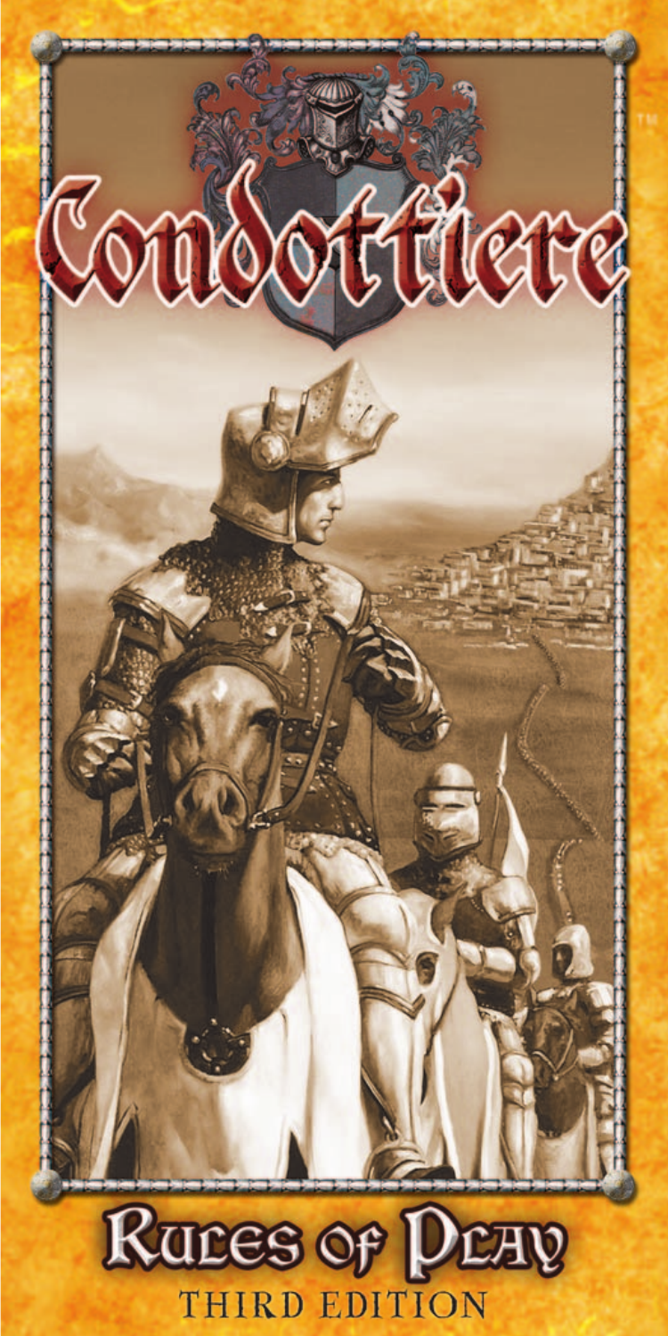# Condottiere

# Rules of Play

THIRD EDITION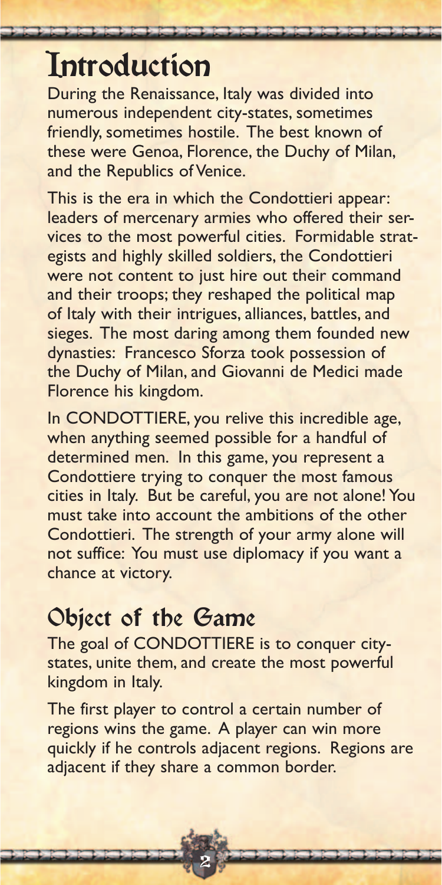# Introduction

During the Renaissance, Italy was divided into numerous independent city-states, sometimes friendly, sometimes hostile. The best known of these were Genoa, Florence, the Duchy of Milan, and the Republics of Venice.

This is the era in which the Condottieri appear: leaders of mercenary armies who offered their services to the most powerful cities. Formidable strategists and highly skilled soldiers, the Condottieri were not content to just hire out their command and their troops; they reshaped the political map of Italy with their intrigues, alliances, battles, and sieges. The most daring among them founded new dynasties: Francesco Sforza took possession of the Duchy of Milan, and Giovanni de Medici made Florence his kingdom.

In CONDOTTIERE, you relive this incredible age, when anything seemed possible for a handful of determined men. In this game, you represent a Condottiere trying to conquer the most famous cities in Italy. But be careful, you are not alone! You must take into account the ambitions of the other Condottieri. The strength of your army alone will not suffice: You must use diplomacy if you want a chance at victory.

## Object of the Game

The goal of CONDOTTIERE is to conquer city-states, unite them, and create the most powerful kingdom in Italy.

The first player to control a certain number of regions wins the game. A player can win more quickly if he controls adjacent regions. Regions are adjacent if they share a common border.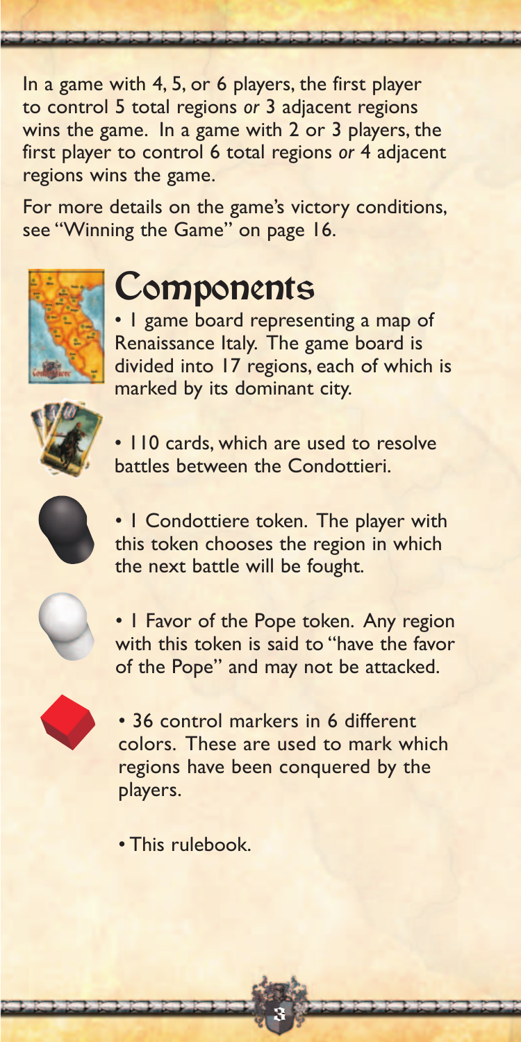In a game with 4, 5, or 6 players, the first player to control 5 total regions *or* 3 adjacent regions wins the game. In a game with 2 or 3 players, the first player to control 6 total regions *or* 4 adjacent regions wins the game.

For more details on the game's victory conditions, see "Winning the Game" on page 16.

# Components

- 1 game board representing a map of Renaissance Italy. The game board is divided into 17 regions, each of which is marked by its dominant city.
- 110 cards, which are used to resolve battles between the Condottieri.
- 1 Condottiere token. The player with this token chooses the region in which the next battle will be fought.
- 1 Favor of the Pope token. Any region with this token is said to "have the favor of the Pope" and may not be attacked.
- 36 control markers in 6 different colors. These are used to mark which regions have been conquered by the players.
- This rulebook.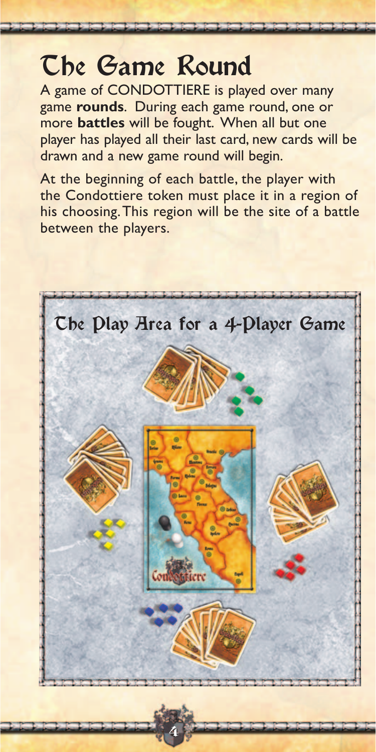# The Game Round

A game of CONDOTTIERE is played over many game **rounds**. During each game round, one or more **battles** will be fought. When all but one player has played all their last card, new cards will be drawn and a new game round will begin.

At the beginning of each battle, the player with the Condottiere token must place it in a region of his choosing. This region will be the site of a battle between the players.

## The Play Area for a 4-Player Game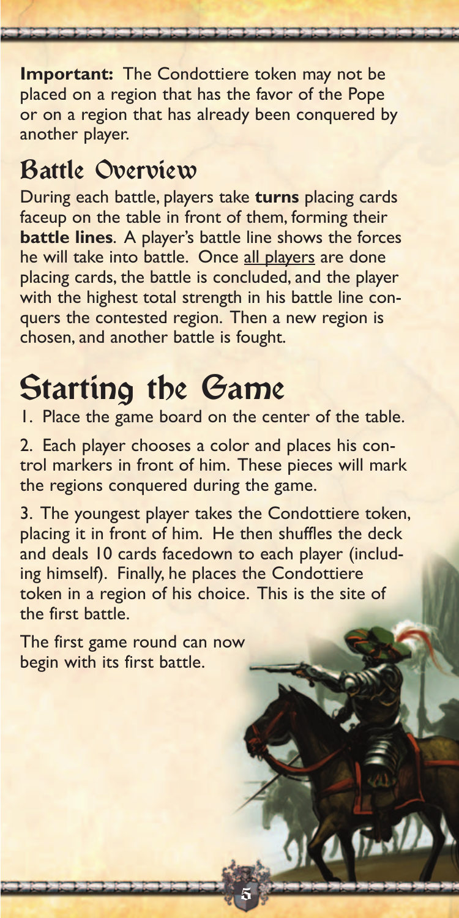**Important:** The Condottiere token may not be placed on a region that has the favor of the Pope or on a region that has already been conquered by another player.

## Battle Overview

During each battle, players take **turns** placing cards faceup on the table in front of them, forming their **battle lines**. A player's battle line shows the forces he will take into battle. Once all players are done placing cards, the battle is concluded, and the player with the highest total strength in his battle line conquers the contested region. Then a new region is chosen, and another battle is fought.

# Starting the Game

1. Place the game board on the center of the table.

2. Each player chooses a color and places his control markers in front of him. These pieces will mark the regions conquered during the game.

3. The youngest player takes the Condottiere token, placing it in front of him. He then shuffles the deck and deals 10 cards facedown to each player (including himself). Finally, he places the Condottiere token in a region of his choice. This is the site of the first battle.

The first game round can now begin with its first battle.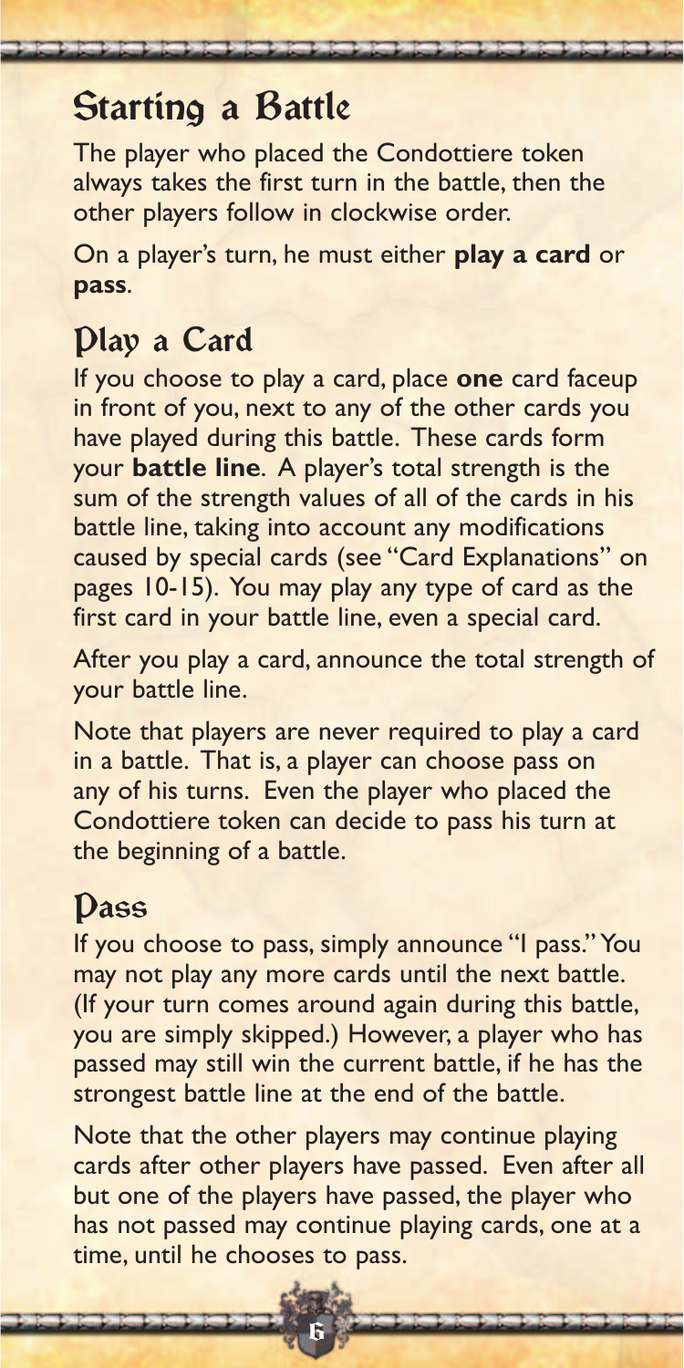# Starting a Battle

The player who placed the Condottiere token always takes the first turn in the battle, then the other players follow in clockwise order.

On a player's turn, he must either **play a card** or **pass**.

## Play a Card

If you choose to play a card, place **one** card faceup in front of you, next to any of the other cards you have played during this battle. These cards form your **battle line**. A player's total strength is the sum of the strength values of all of the cards in his battle line, taking into account any modifications caused by special cards (see "Card Explanations" on pages 10-15). You may play any type of card as the first card in your battle line, even a special card.

After you play a card, announce the total strength of your battle line.

Note that players are never required to play a card in a battle. That is, a player can choose pass on any of his turns. Even the player who placed the Condottiere token can decide to pass his turn at the beginning of a battle.

## Pass

If you choose to pass, simply announce "I pass." You may not play any more cards until the next battle. (If your turn comes around again during this battle, you are simply skipped.) However, a player who has passed may still win the current battle, if he has the strongest battle line at the end of the battle.

Note that the other players may continue playing cards after other players have passed. Even after all but one of the players have passed, the player who has not passed may continue playing cards, one at a time, until he chooses to pass.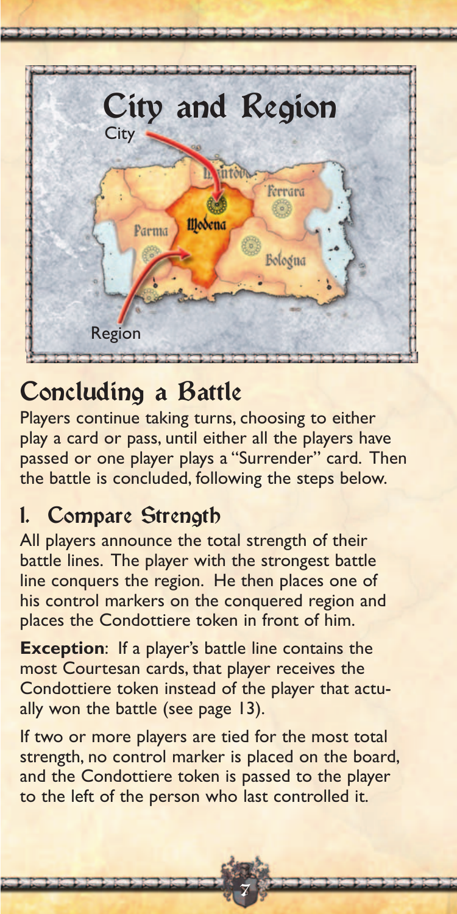## City and Region

City

Region

## Concluding a Battle

Players continue taking turns, choosing to either play a card or pass, until either all the players have passed or one player plays a "Surrender" card. Then the battle is concluded, following the steps below.

### 1. Compare Strength

All players announce the total strength of their battle lines. The player with the strongest battle line conquers the region. He then places one of his control markers on the conquered region and places the Condottiere token in front of him.

**Exception**: If a player's battle line contains the most Courtesan cards, that player receives the Condottiere token instead of the player that actually won the battle (see page 13).

If two or more players are tied for the most total strength, no control marker is placed on the board, and the Condottiere token is passed to the player to the left of the person who last controlled it.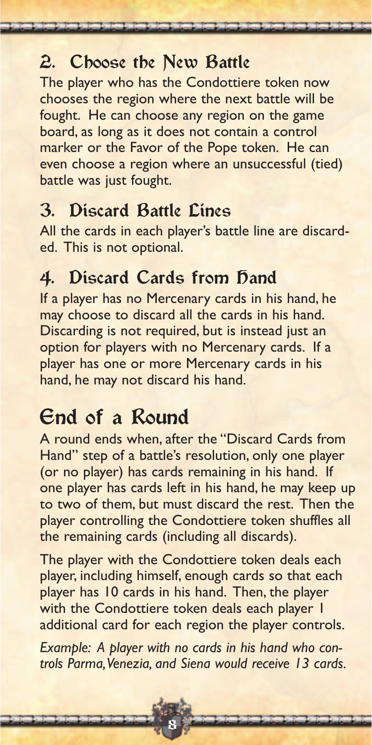### 2. Choose the New Battle

The player who has the Condottiere token now chooses the region where the next battle will be fought. He can choose any region on the game board, as long as it does not contain a control marker or the Favor of the Pope token. He can even choose a region where an unsuccessful (tied) battle was just fought.

### 3. Discard Battle Lines

All the cards in each player's battle line are discarded. This is not optional.

### 4. Discard Cards from Hand

If a player has no Mercenary cards in his hand, he may choose to discard all the cards in his hand. Discarding is not required, but is instead just an option for players with no Mercenary cards. If a player has one or more Mercenary cards in his hand, he may not discard his hand.

## End of a Round

A round ends when, after the "Discard Cards from Hand" step of a battle's resolution, only one player (or no player) has cards remaining in his hand. If one player has cards left in his hand, he may keep up to two of them, but must discard the rest. Then the player controlling the Condottiere token shuffles all the remaining cards (including all discards).

The player with the Condottiere token deals each player, including himself, enough cards so that each player has 10 cards in his hand. Then, the player with the Condottiere token deals each player 1 additional card for each region the player controls.

*Example: A player with no cards in his hand who controls Parma, Venezia, and Siena would receive 13 cards.*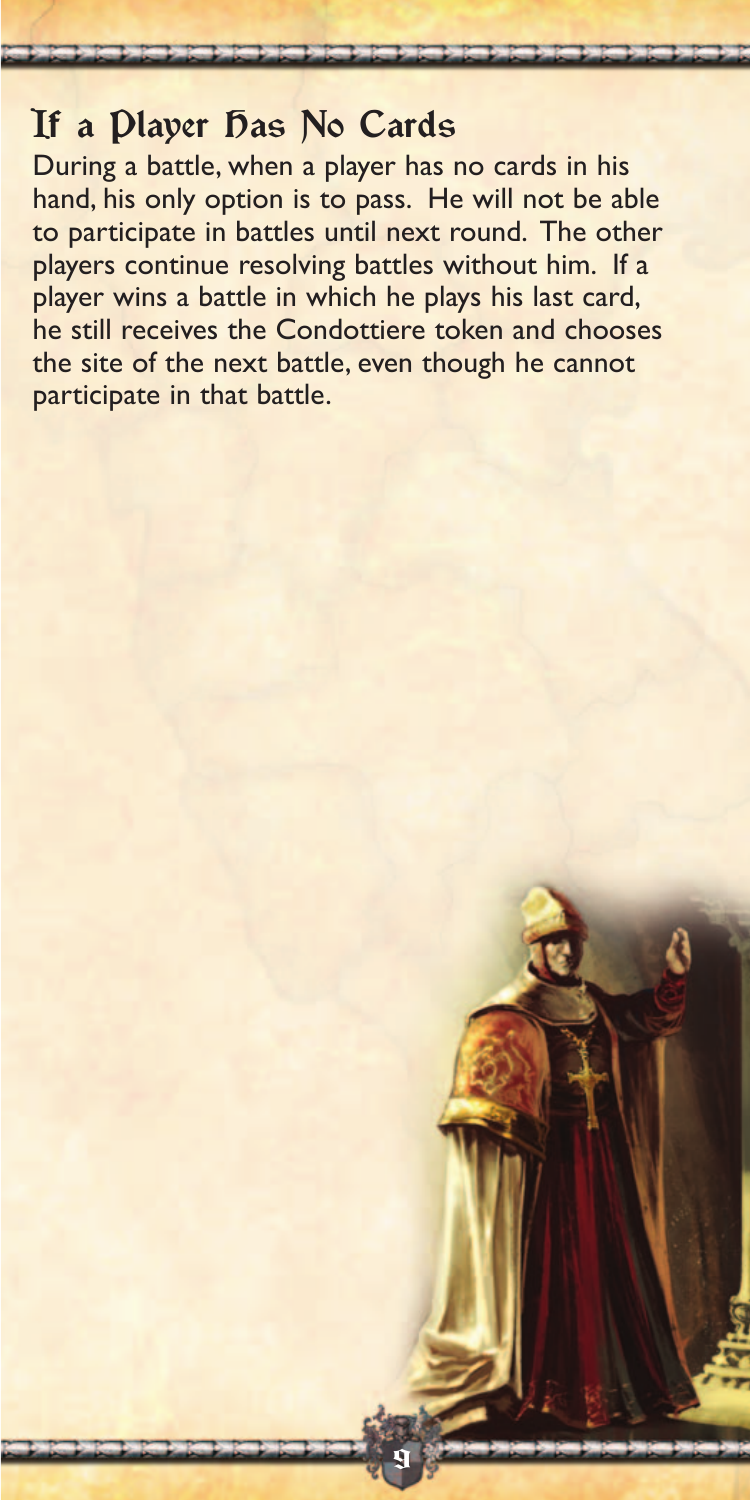## If a Player Has No Cards

During a battle, when a player has no cards in his hand, his only option is to pass. He will not be able to participate in battles until next round. The other players continue resolving battles without him. If a player wins a battle in which he plays his last card, he still receives the Condottiere token and chooses the site of the next battle, even though he cannot participate in that battle.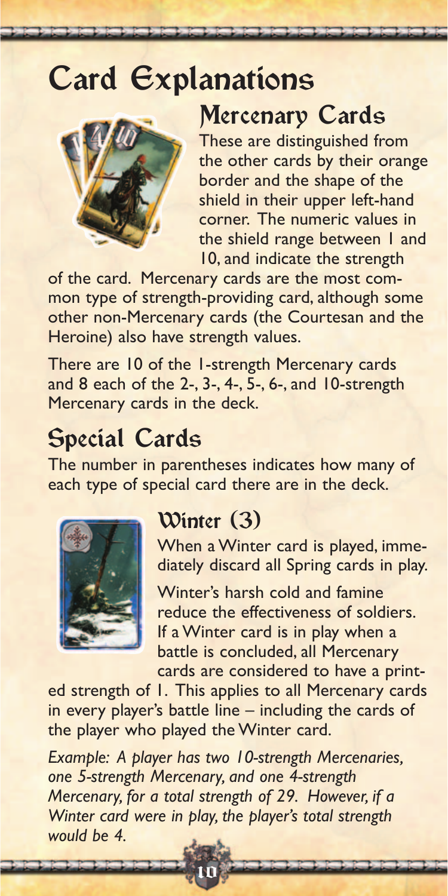# Card Explanations

## Mercenary Cards

These are distinguished from the other cards by their orange border and the shape of the shield in their upper left-hand corner. The numeric values in the shield range between 1 and 10, and indicate the strength of the card. Mercenary cards are the most common type of strength-providing card, although some other non-Mercenary cards (the Courtesan and the Heroine) also have strength values.

There are 10 of the 1-strength Mercenary cards and 8 each of the 2-, 3-, 4-, 5-, 6-, and 10-strength Mercenary cards in the deck.

## Special Cards

The number in parentheses indicates how many of each type of special card there are in the deck.

### Winter (3)

When a Winter card is played, immediately discard all Spring cards in play.

Winter's harsh cold and famine reduce the effectiveness of soldiers. If a Winter card is in play when a battle is concluded, all Mercenary cards are considered to have a printed strength of 1. This applies to all Mercenary cards in every player's battle line – including the cards of the player who played the Winter card.

*Example: A player has two 10-strength Mercenaries, one 5-strength Mercenary, and one 4-strength Mercenary, for a total strength of 29. However, if a Winter card were in play, the player's total strength would be 4.*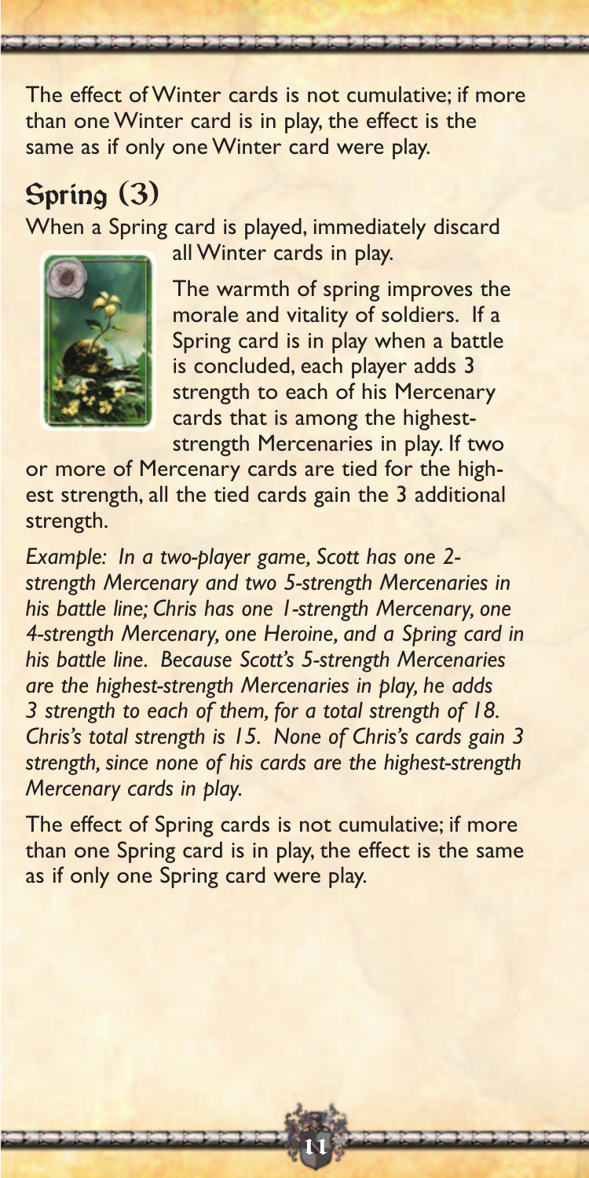The effect of Winter cards is not cumulative; if more than one Winter card is in play, the effect is the same as if only one Winter card were play.

## Spring (3)

When a Spring card is played, immediately discard all Winter cards in play.

The warmth of spring improves the morale and vitality of soldiers. If a Spring card is in play when a battle is concluded, each player adds 3 strength to each of his Mercenary cards that is among the highest-strength Mercenaries in play. If two or more of Mercenary cards are tied for the highest strength, all the tied cards gain the 3 additional strength.

*Example: In a two-player game, Scott has one 2-strength Mercenary and two 5-strength Mercenaries in his battle line; Chris has one 1-strength Mercenary, one 4-strength Mercenary, one Heroine, and a Spring card in his battle line. Because Scott's 5-strength Mercenaries are the highest-strength Mercenaries in play, he adds 3 strength to each of them, for a total strength of 18. Chris's total strength is 15. None of Chris's cards gain 3 strength, since none of his cards are the highest-strength Mercenary cards in play.*

The effect of Spring cards is not cumulative; if more than one Spring card is in play, the effect is the same as if only one Spring card were play.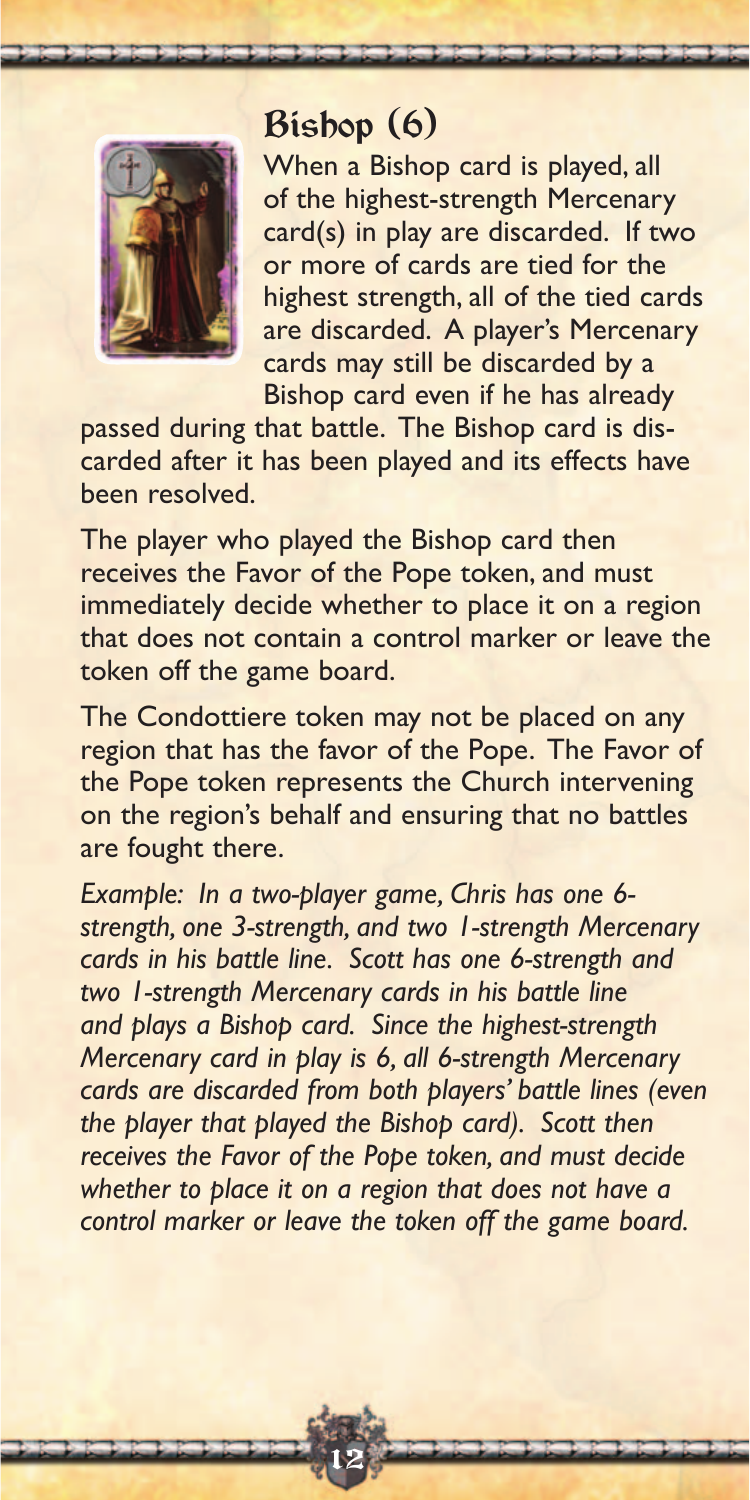## Bishop (6)

When a Bishop card is played, all of the highest-strength Mercenary card(s) in play are discarded. If two or more of cards are tied for the highest strength, all of the tied cards are discarded. A player's Mercenary cards may still be discarded by a Bishop card even if he has already passed during that battle. The Bishop card is discarded after it has been played and its effects have been resolved.

The player who played the Bishop card then receives the Favor of the Pope token, and must immediately decide whether to place it on a region that does not contain a control marker or leave the token off the game board.

The Condottiere token may not be placed on any region that has the favor of the Pope. The Favor of the Pope token represents the Church intervening on the region's behalf and ensuring that no battles are fought there.

*Example: In a two-player game, Chris has one 6-strength, one 3-strength, and two 1-strength Mercenary cards in his battle line. Scott has one 6-strength and two 1-strength Mercenary cards in his battle line and plays a Bishop card. Since the highest-strength Mercenary card in play is 6, all 6-strength Mercenary cards are discarded from both players' battle lines (even the player that played the Bishop card). Scott then receives the Favor of the Pope token, and must decide whether to place it on a region that does not have a control marker or leave the token off the game board.*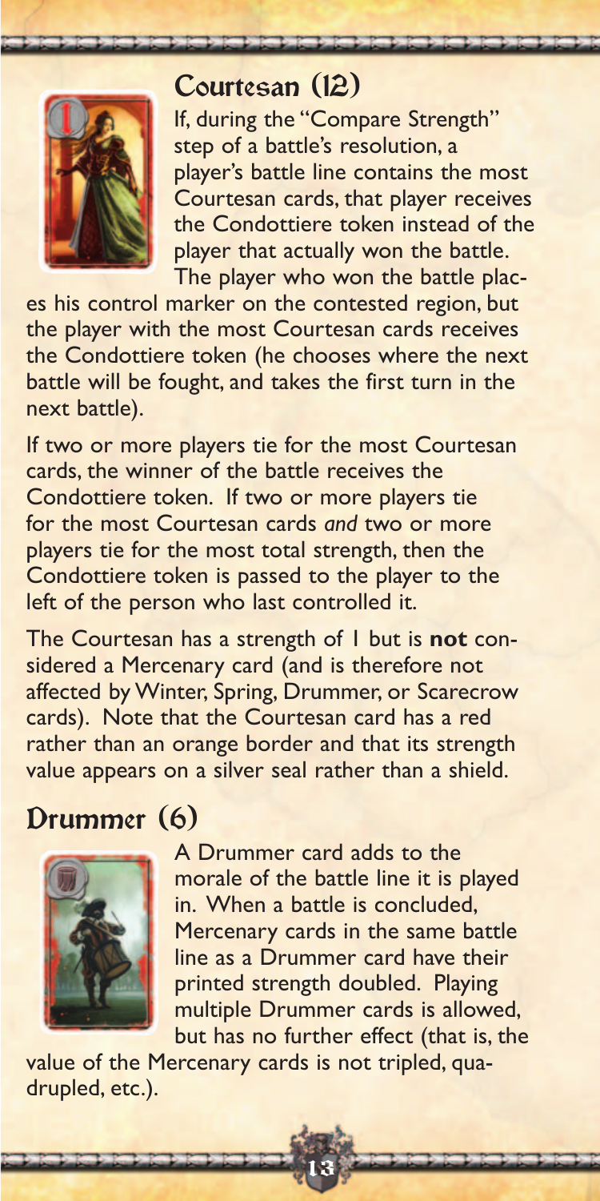## Courtesan (12)

If, during the "Compare Strength" step of a battle's resolution, a player's battle line contains the most Courtesan cards, that player receives the Condottiere token instead of the player that actually won the battle. The player who won the battle places his control marker on the contested region, but the player with the most Courtesan cards receives the Condottiere token (he chooses where the next battle will be fought, and takes the first turn in the next battle).

If two or more players tie for the most Courtesan cards, the winner of the battle receives the Condottiere token. If two or more players tie for the most Courtesan cards *and* two or more players tie for the most total strength, then the Condottiere token is passed to the player to the left of the person who last controlled it.

The Courtesan has a strength of 1 but is **not** considered a Mercenary card (and is therefore not affected by Winter, Spring, Drummer, or Scarecrow cards). Note that the Courtesan card has a red rather than an orange border and that its strength value appears on a silver seal rather than a shield.

## Drummer (6)

A Drummer card adds to the morale of the battle line it is played in. When a battle is concluded, Mercenary cards in the same battle line as a Drummer card have their printed strength doubled. Playing multiple Drummer cards is allowed, but has no further effect (that is, the value of the Mercenary cards is not tripled, quadrupled, etc.).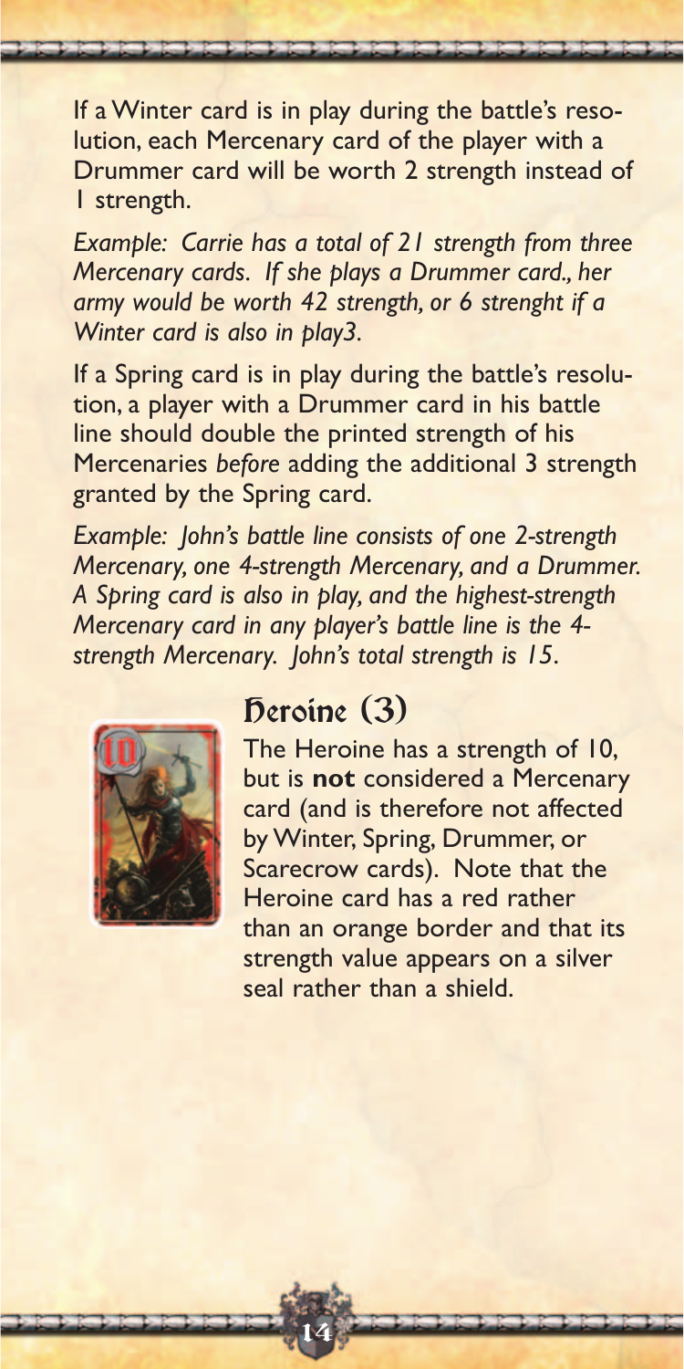If a Winter card is in play during the battle's resolution, each Mercenary card of the player with a Drummer card will be worth 2 strength instead of 1 strength.

*Example: Carrie has a total of 21 strength from three Mercenary cards. If she plays a Drummer card., her army would be worth 42 strength, or 6 strenght if a Winter card is also in play3.*

If a Spring card is in play during the battle's resolution, a player with a Drummer card in his battle line should double the printed strength of his Mercenaries *before* adding the additional 3 strength granted by the Spring card.

*Example: John's battle line consists of one 2-strength Mercenary, one 4-strength Mercenary, and a Drummer. A Spring card is also in play, and the highest-strength Mercenary card in any player's battle line is the 4-strength Mercenary. John's total strength is 15.*

## Heroine (3)

The Heroine has a strength of 10, but is **not** considered a Mercenary card (and is therefore not affected by Winter, Spring, Drummer, or Scarecrow cards). Note that the Heroine card has a red rather than an orange border and that its strength value appears on a silver seal rather than a shield.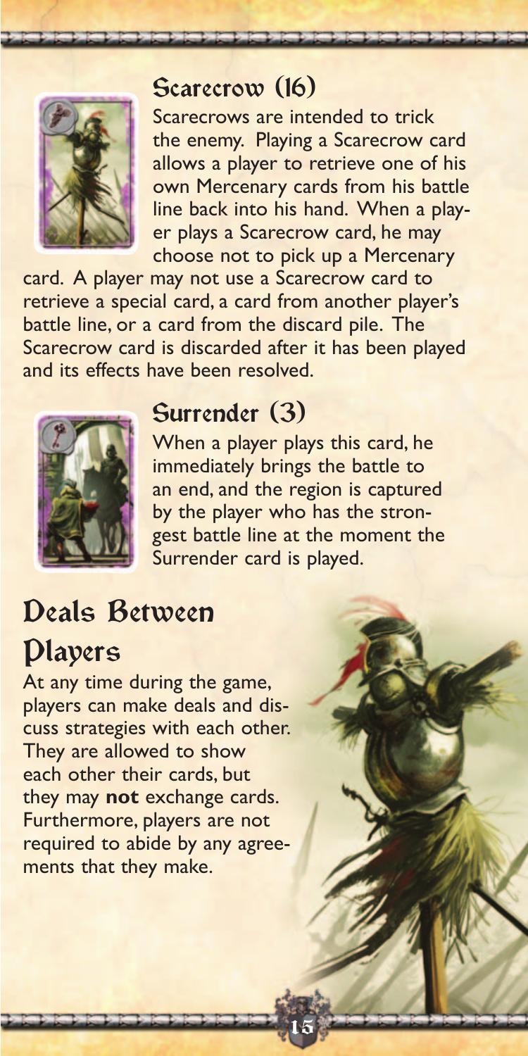## Scarecrow (16)

Scarecrows are intended to trick the enemy. Playing a Scarecrow card allows a player to retrieve one of his own Mercenary cards from his battle line back into his hand. When a player plays a Scarecrow card, he may choose not to pick up a Mercenary card. A player may not use a Scarecrow card to retrieve a special card, a card from another player's battle line, or a card from the discard pile. The Scarecrow card is discarded after it has been played and its effects have been resolved.

## Surrender (3)

When a player plays this card, he immediately brings the battle to an end, and the region is captured by the player who has the strongest battle line at the moment the Surrender card is played.

# Deals Between Players

At any time during the game, players can make deals and discuss strategies with each other. They are allowed to show each other their cards, but they may **not** exchange cards. Furthermore, players are not required to abide by any agreements that they make.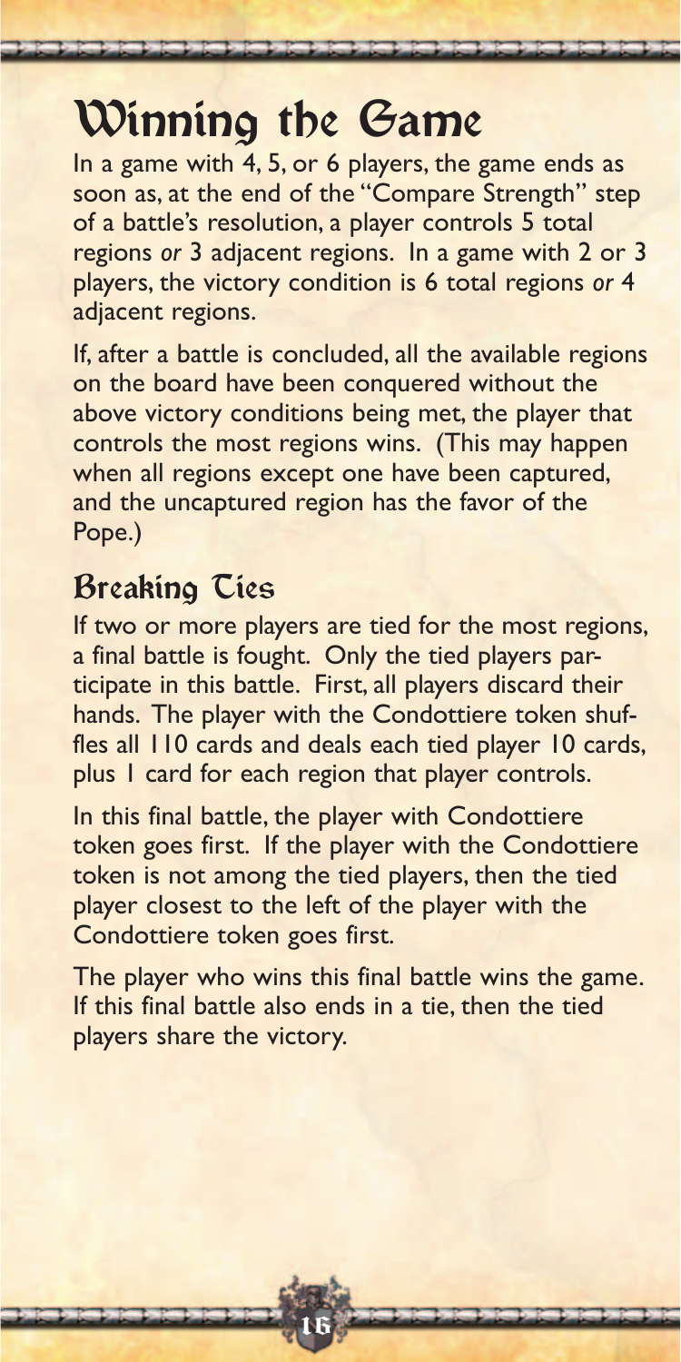# Winning the Game

In a game with 4, 5, or 6 players, the game ends as soon as, at the end of the "Compare Strength" step of a battle's resolution, a player controls 5 total regions *or* 3 adjacent regions. In a game with 2 or 3 players, the victory condition is 6 total regions *or* 4 adjacent regions.

If, after a battle is concluded, all the available regions on the board have been conquered without the above victory conditions being met, the player that controls the most regions wins. (This may happen when all regions except one have been captured, and the uncaptured region has the favor of the Pope.)

## Breaking Ties

If two or more players are tied for the most regions, a final battle is fought. Only the tied players participate in this battle. First, all players discard their hands. The player with the Condottiere token shuffles all 110 cards and deals each tied player 10 cards, plus 1 card for each region that player controls.

In this final battle, the player with Condottiere token goes first. If the player with the Condottiere token is not among the tied players, then the tied player closest to the left of the player with the Condottiere token goes first.

The player who wins this final battle wins the game. If this final battle also ends in a tie, then the tied players share the victory.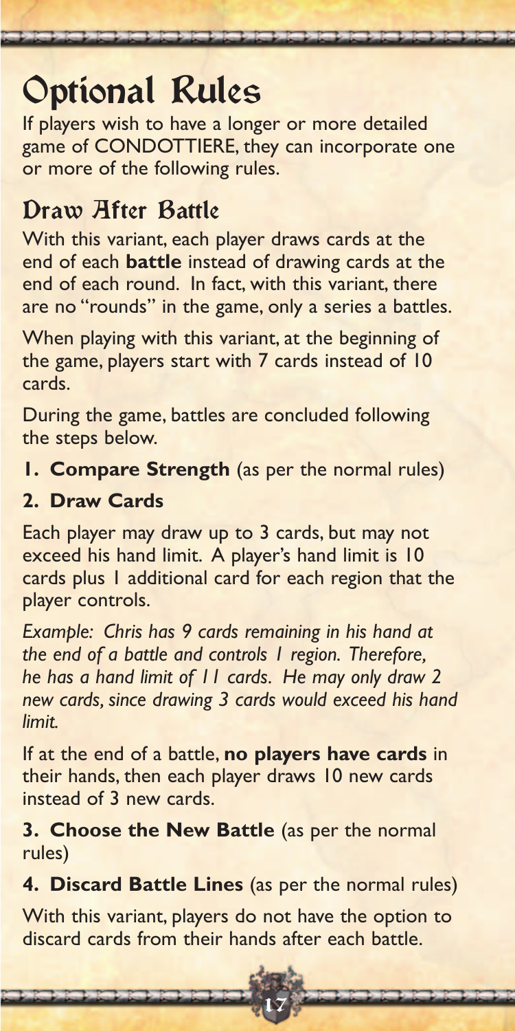# Optional Rules

If players wish to have a longer or more detailed game of CONDOTTIERE, they can incorporate one or more of the following rules.

## Draw After Battle

With this variant, each player draws cards at the end of each **battle** instead of drawing cards at the end of each round. In fact, with this variant, there are no "rounds" in the game, only a series a battles.

When playing with this variant, at the beginning of the game, players start with 7 cards instead of 10 cards.

During the game, battles are concluded following the steps below.

**1. Compare Strength** (as per the normal rules)

**2. Draw Cards**

Each player may draw up to 3 cards, but may not exceed his hand limit. A player's hand limit is 10 cards plus 1 additional card for each region that the player controls.

*Example: Chris has 9 cards remaining in his hand at the end of a battle and controls 1 region. Therefore, he has a hand limit of 11 cards. He may only draw 2 new cards, since drawing 3 cards would exceed his hand limit.*

If at the end of a battle, **no players have cards** in their hands, then each player draws 10 new cards instead of 3 new cards.

**3. Choose the New Battle** (as per the normal rules)

**4. Discard Battle Lines** (as per the normal rules)

With this variant, players do not have the option to discard cards from their hands after each battle.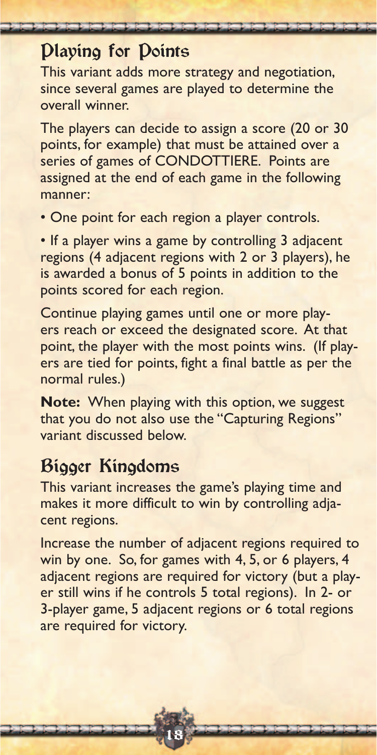## Playing for Points

This variant adds more strategy and negotiation, since several games are played to determine the overall winner.

The players can decide to assign a score (20 or 30 points, for example) that must be attained over a series of games of CONDOTTIERE. Points are assigned at the end of each game in the following manner:

- One point for each region a player controls.
- If a player wins a game by controlling 3 adjacent regions (4 adjacent regions with 2 or 3 players), he is awarded a bonus of 5 points in addition to the points scored for each region.

Continue playing games until one or more players reach or exceed the designated score. At that point, the player with the most points wins. (If players are tied for points, fight a final battle as per the normal rules.)

**Note:** When playing with this option, we suggest that you do not also use the "Capturing Regions" variant discussed below.

## Bigger Kingdoms

This variant increases the game's playing time and makes it more difficult to win by controlling adjacent regions.

Increase the number of adjacent regions required to win by one. So, for games with 4, 5, or 6 players, 4 adjacent regions are required for victory (but a player still wins if he controls 5 total regions). In 2- or 3-player game, 5 adjacent regions or 6 total regions are required for victory.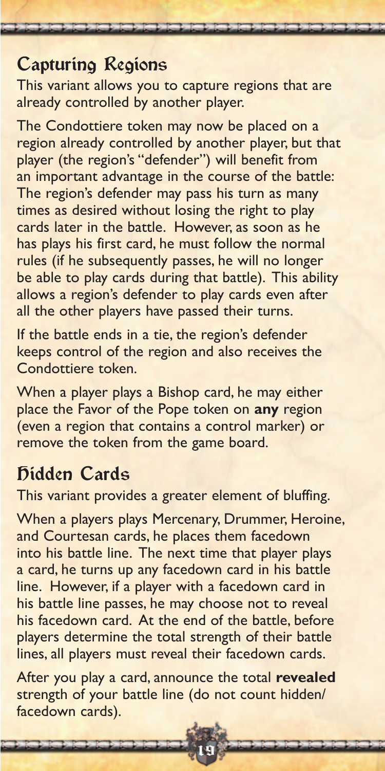## Capturing Regions

This variant allows you to capture regions that are already controlled by another player.

The Condottiere token may now be placed on a region already controlled by another player, but that player (the region's "defender") will benefit from an important advantage in the course of the battle: The region's defender may pass his turn as many times as desired without losing the right to play cards later in the battle. However, as soon as he has plays his first card, he must follow the normal rules (if he subsequently passes, he will no longer be able to play cards during that battle). This ability allows a region's defender to play cards even after all the other players have passed their turns.

If the battle ends in a tie, the region's defender keeps control of the region and also receives the Condottiere token.

When a player plays a Bishop card, he may either place the Favor of the Pope token on **any** region (even a region that contains a control marker) or remove the token from the game board.

## Hidden Cards

This variant provides a greater element of bluffing.

When a players plays Mercenary, Drummer, Heroine, and Courtesan cards, he places them facedown into his battle line. The next time that player plays a card, he turns up any facedown card in his battle line. However, if a player with a facedown card in his battle line passes, he may choose not to reveal his facedown card. At the end of the battle, before players determine the total strength of their battle lines, all players must reveal their facedown cards.

After you play a card, announce the total **revealed** strength of your battle line (do not count hidden/facedown cards).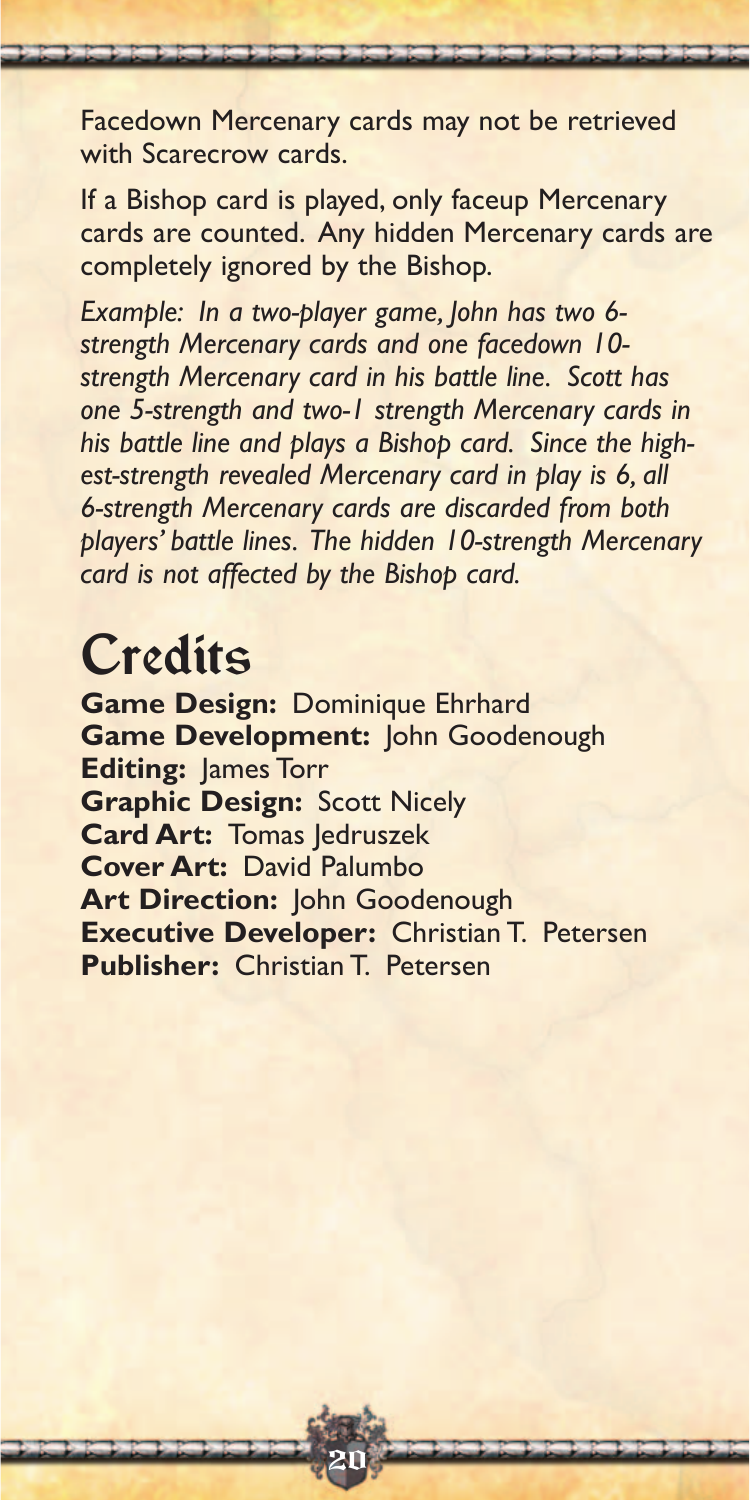Facedown Mercenary cards may not be retrieved with Scarecrow cards.

If a Bishop card is played, only faceup Mercenary cards are counted. Any hidden Mercenary cards are completely ignored by the Bishop.

*Example: In a two-player game, John has two 6-strength Mercenary cards and one facedown 10-strength Mercenary card in his battle line. Scott has one 5-strength and two-1 strength Mercenary cards in his battle line and plays a Bishop card. Since the highest-strength revealed Mercenary card in play is 6, all 6-strength Mercenary cards are discarded from both players' battle lines. The hidden 10-strength Mercenary card is not affected by the Bishop card.*

# Credits

**Game Design:** Dominique Ehrhard
**Game Development:** John Goodenough
**Editing:** James Torr
**Graphic Design:** Scott Nicely
**Card Art:** Tomas Jedruszek
**Cover Art:** David Palumbo
**Art Direction:** John Goodenough
**Executive Developer:** Christian T. Petersen
**Publisher:** Christian T. Petersen